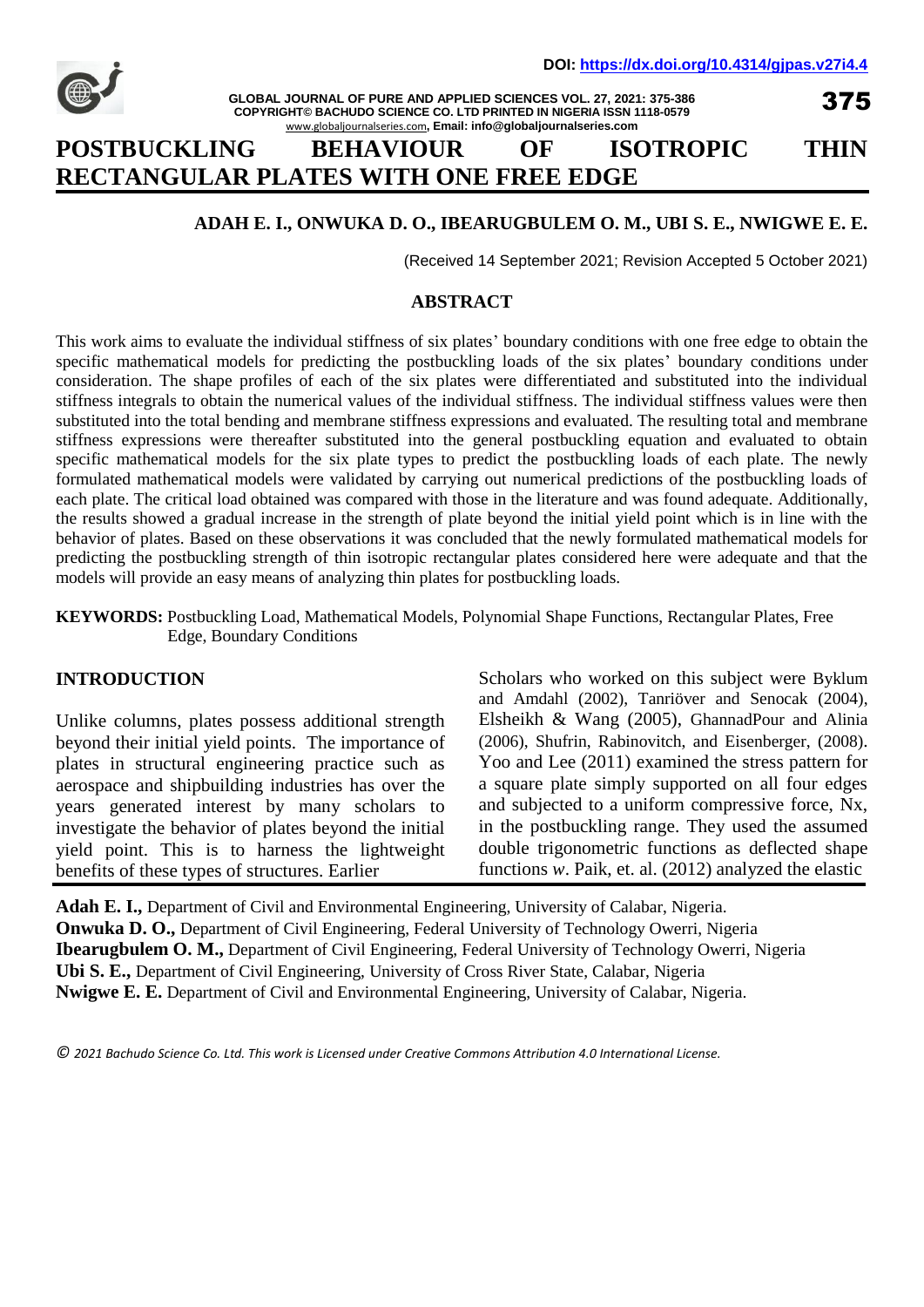DOI: https://dx.doi.org/10.4314/gjpas.v27i4.4

# POSTBUCKLING BEHAVIOUR OF ISOTROPIC THIN RECTANGULAR PLATES WITH ONE FREE EDGE

**ADAH E. I., ONWUKA D. O., IBEARUGBULEM O. M., UBI S. E., NWIGWE E. E.**

(Received 14 September 2021; Revision Accepted 5 October 2021)

## ABSTRACT

This work aims to evaluate the individual stiffness of six plates' boundary conditions with one free edge to obtain the specific mathematical models for predicting the postbuckling loads of the six plates' boundary conditions under consideration. The shape profiles of each of the six plates were differentiated and substituted into the individual stiffness integrals to obtain the numerical values of the individual stiffness. The individual stiffness values were then substituted into the total bending and membrane stiffness expressions and evaluated. The resulting total and membrane stiffness expressions were thereafter substituted into the general postbuckling equation and evaluated to obtain specific mathematical models for the six plate types to predict the postbuckling loads of each plate. The newly formulated mathematical models were validated by carrying out numerical predictions of the postbuckling loads of each plate. The critical load obtained was compared with those in the literature and was found adequate. Additionally, the results showed a gradual increase in the strength of plate beyond the initial yield point which is in line with the behavior of plates. Based on these observations it was concluded that the newly formulated mathematical models for predicting the postbuckling strength of thin isotropic rectangular plates considered here were adequate and that the models will provide an easy means of analyzing thin plates for postbuckling loads.

**KEYWORDS:** Postbuckling Load, Mathematical Models, Polynomial Shape Functions, Rectangular Plates, Free Edge, Boundary Conditions

## INTRODUCTION

Unlike columns, plates possess additional strength beyond their initial yield points. The importance of plates in structural engineering practice such as aerospace and shipbuilding industries has over the years generated interest by many scholars to investigate the behavior of plates beyond the initial yield point. This is to harness the lightweight benefits of these types of structures. Earlier Scholars who worked on this subject were Byklum and Amdahl (2002), Tanriöver and Senocak (2004), Elsheikh & Wang (2005), GhannadPour and Alinia (2006), Shufrin, Rabinovitch, and Eisenberger, (2008). Yoo and Lee (2011) examined the stress pattern for a square plate simply supported on all four edges and subjected to a uniform compressive force, Nx, in the postbuckling range. They used the assumed double trigonometric functions as deflected shape functions *w*. Paik, et. al. (2012) analyzed the elastic

**Adah E. I.,** Department of Civil and Environmental Engineering, University of Calabar, Nigeria.
**Onwuka D. O.,** Department of Civil Engineering, Federal University of Technology Owerri, Nigeria
**Ibearugbulem O. M.,** Department of Civil Engineering, Federal University of Technology Owerri, Nigeria
**Ubi S. E.,** Department of Civil Engineering, University of Cross River State, Calabar, Nigeria
**Nwigwe E. E.** Department of Civil and Environmental Engineering, University of Calabar, Nigeria.

*© 2021 Bachudo Science Co. Ltd. This work is Licensed under Creative Commons Attribution 4.0 International License.*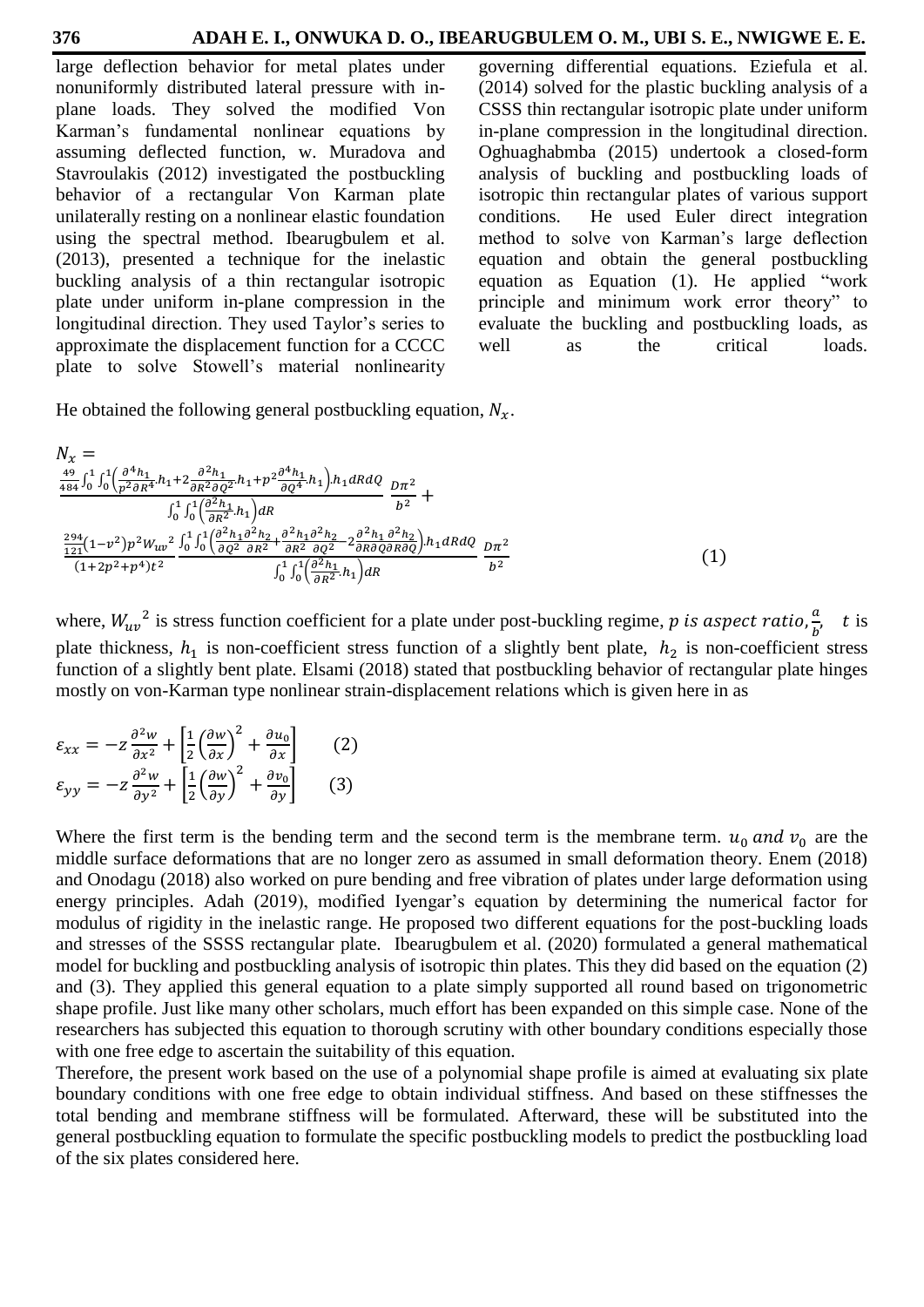large deflection behavior for metal plates under nonuniformly distributed lateral pressure with in-plane loads. They solved the modified Von Karman's fundamental nonlinear equations by assuming deflected function, w. Muradova and Stavroulakis (2012) investigated the postbuckling behavior of a rectangular Von Karman plate unilaterally resting on a nonlinear elastic foundation using the spectral method. Ibearugbulem et al. (2013), presented a technique for the inelastic buckling analysis of a thin rectangular isotropic plate under uniform in-plane compression in the longitudinal direction. They used Taylor's series to approximate the displacement function for a CCCC plate to solve Stowell's material nonlinearity governing differential equations. Eziefula et al. (2014) solved for the plastic buckling analysis of a CSSS thin rectangular isotropic plate under uniform in-plane compression in the longitudinal direction. Oghuaghabmba (2015) undertook a closed-form analysis of buckling and postbuckling loads of isotropic thin rectangular plates of various support conditions. He used Euler direct integration method to solve von Karman's large deflection equation and obtain the general postbuckling equation as Equation (1). He applied "work principle and minimum work error theory" to evaluate the buckling and postbuckling loads, as well as the critical loads.

He obtained the following general postbuckling equation, $N_x$.

$$N_x = \frac{\frac{49}{484}\int_0^1\int_0^1\left(\frac{\partial^4 h_1}{p^2\partial R^4}.h_1+2\frac{\partial^2 h_1}{\partial R^2\partial Q^2}.h_1+p^2\frac{\partial^4 h_1}{\partial Q^4}.h_1\right).h_1 dRdQ}{\int_0^1\int_0^1\left(\frac{\partial^2 h_1}{\partial R^2}.h_1\right)dR}\ \frac{D\pi^2}{b^2} + \frac{\frac{294}{121}(1-v^2)p^2 W_{uv}{}^2}{(1+2p^2+p^4)t^2}\ \frac{\int_0^1\int_0^1\left(\frac{\partial^2 h_1}{\partial Q^2}\frac{\partial^2 h_2}{\partial R^2}+\frac{\partial^2 h_1}{\partial R^2}\frac{\partial^2 h_2}{\partial Q^2}-2\frac{\partial^2 h_1}{\partial R\partial Q}\frac{\partial^2 h_2}{\partial R\partial Q}\right).h_1 dRdQ}{\int_0^1\int_0^1\left(\frac{\partial^2 h_1}{\partial R^2}.h_1\right)dR}\ \frac{D\pi^2}{b^2} \qquad (1)$$

where, $W_{uv}{}^2$ is stress function coefficient for a plate under post-buckling regime, $p$ *is aspect ratio*, $\frac{a}{b}$, $t$ is plate thickness, $h_1$ is non-coefficient stress function of a slightly bent plate, $h_2$ is non-coefficient stress function of a slightly bent plate. Elsami (2018) stated that postbuckling behavior of rectangular plate hinges mostly on von-Karman type nonlinear strain-displacement relations which is given here in as

$$\varepsilon_{xx} = -z\frac{\partial^2 w}{\partial x^2} + \left[\frac{1}{2}\left(\frac{\partial w}{\partial x}\right)^2 + \frac{\partial u_0}{\partial x}\right] \qquad (2)$$

$$\varepsilon_{yy} = -z\frac{\partial^2 w}{\partial y^2} + \left[\frac{1}{2}\left(\frac{\partial w}{\partial y}\right)^2 + \frac{\partial v_0}{\partial y}\right] \qquad (3)$$

Where the first term is the bending term and the second term is the membrane term. $u_0$ *and* $v_0$ are the middle surface deformations that are no longer zero as assumed in small deformation theory. Enem (2018) and Onodagu (2018) also worked on pure bending and free vibration of plates under large deformation using energy principles. Adah (2019), modified Iyengar's equation by determining the numerical factor for modulus of rigidity in the inelastic range. He proposed two different equations for the post-buckling loads and stresses of the SSSS rectangular plate. Ibearugbulem et al. (2020) formulated a general mathematical model for buckling and postbuckling analysis of isotropic thin plates. This they did based on the equation (2) and (3). They applied this general equation to a plate simply supported all round based on trigonometric shape profile. Just like many other scholars, much effort has been expanded on this simple case. None of the researchers has subjected this equation to thorough scrutiny with other boundary conditions especially those with one free edge to ascertain the suitability of this equation.

Therefore, the present work based on the use of a polynomial shape profile is aimed at evaluating six plate boundary conditions with one free edge to obtain individual stiffness. And based on these stiffnesses the total bending and membrane stiffness will be formulated. Afterward, these will be substituted into the general postbuckling equation to formulate the specific postbuckling models to predict the postbuckling load of the six plates considered here.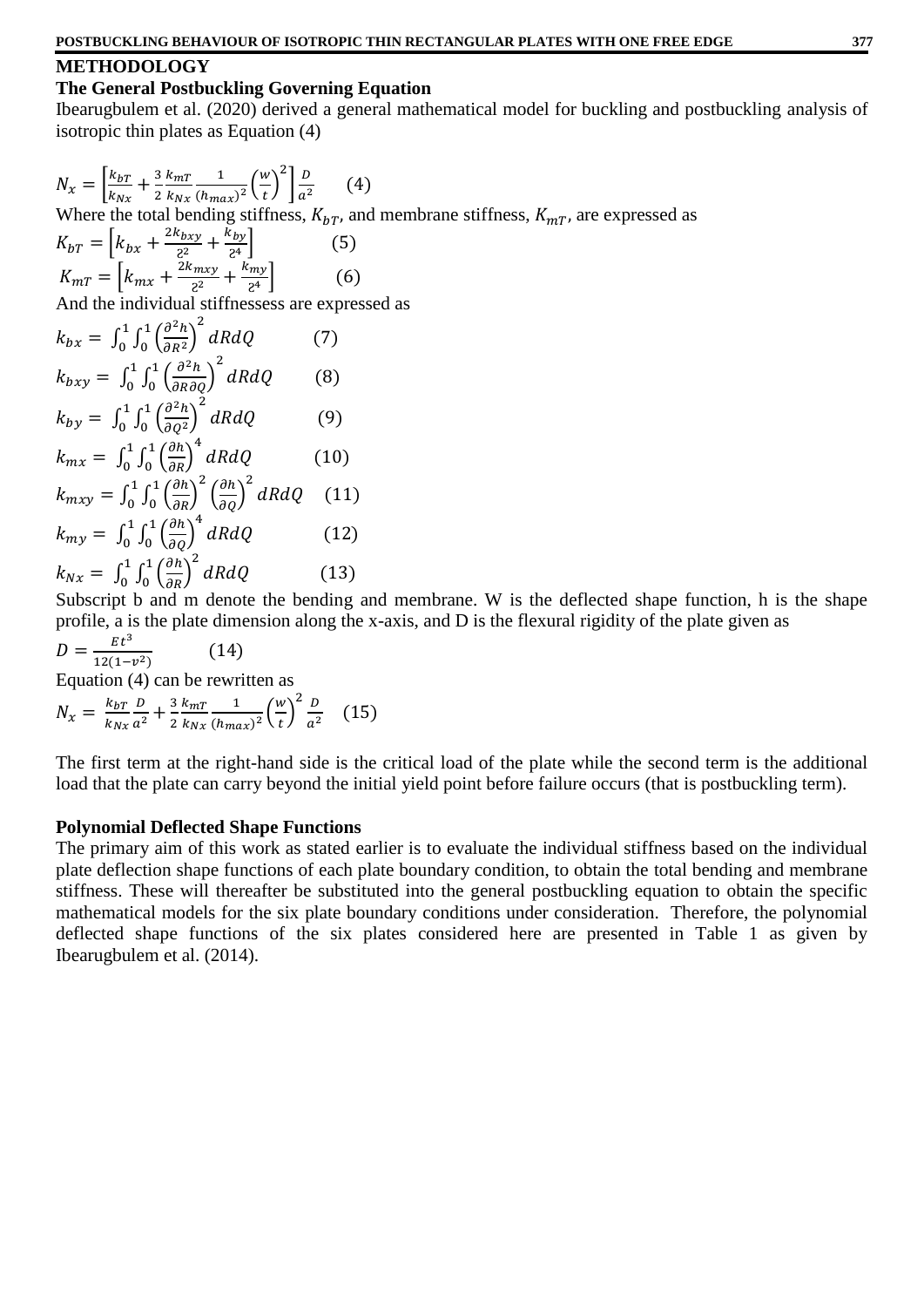## METHODOLOGY

### The General Postbuckling Governing Equation

Ibearugbulem et al. (2020) derived a general mathematical model for buckling and postbuckling analysis of isotropic thin plates as Equation (4)

$$N_x = \left[\frac{k_{bT}}{k_{Nx}} + \frac{3}{2}\frac{k_{mT}}{k_{Nx}}\frac{1}{(h_{max})^2}\left(\frac{w}{t}\right)^2\right]\frac{D}{a^2} \qquad (4)$$

Where the total bending stiffness, $K_{bT}$, and membrane stiffness, $K_{mT}$, are expressed as

$$K_{bT} = \left[k_{bx} + \frac{2k_{bxy}}{\partial^2} + \frac{k_{by}}{\partial^4}\right] \qquad (5)$$

$$K_{mT} = \left[k_{mx} + \frac{2k_{mxy}}{\partial^2} + \frac{k_{my}}{\partial^4}\right] \qquad (6)$$

And the individual stiffnessess are expressed as

$$k_{bx} = \int_0^1\int_0^1 \left(\frac{\partial^2 h}{\partial R^2}\right)^2 dRdQ \qquad (7)$$

$$k_{bxy} = \int_0^1\int_0^1 \left(\frac{\partial^2 h}{\partial R \partial Q}\right)^2 dRdQ \qquad (8)$$

$$k_{by} = \int_0^1\int_0^1 \left(\frac{\partial^2 h}{\partial Q^2}\right)^2 dRdQ \qquad (9)$$

$$k_{mx} = \int_0^1\int_0^1 \left(\frac{\partial h}{\partial R}\right)^4 dRdQ \qquad (10)$$

$$k_{mxy} = \int_0^1\int_0^1 \left(\frac{\partial h}{\partial R}\right)^2 \left(\frac{\partial h}{\partial Q}\right)^2 dRdQ \qquad (11)$$

$$k_{my} = \int_0^1\int_0^1 \left(\frac{\partial h}{\partial Q}\right)^4 dRdQ \qquad (12)$$

$$k_{Nx} = \int_0^1\int_0^1 \left(\frac{\partial h}{\partial R}\right)^2 dRdQ \qquad (13)$$

Subscript b and m denote the bending and membrane. W is the deflected shape function, h is the shape profile, a is the plate dimension along the x-axis, and D is the flexural rigidity of the plate given as

$$D = \frac{Et^3}{12(1-v^2)} \qquad (14)$$

Equation (4) can be rewritten as

$$N_x = \frac{k_{bT}}{k_{Nx}}\frac{D}{a^2} + \frac{3}{2}\frac{k_{mT}}{k_{Nx}}\frac{1}{(h_{max})^2}\left(\frac{w}{t}\right)^2\frac{D}{a^2} \qquad (15)$$

The first term at the right-hand side is the critical load of the plate while the second term is the additional load that the plate can carry beyond the initial yield point before failure occurs (that is postbuckling term).

### Polynomial Deflected Shape Functions

The primary aim of this work as stated earlier is to evaluate the individual stiffness based on the individual plate deflection shape functions of each plate boundary condition, to obtain the total bending and membrane stiffness. These will thereafter be substituted into the general postbuckling equation to obtain the specific mathematical models for the six plate boundary conditions under consideration. Therefore, the polynomial deflected shape functions of the six plates considered here are presented in Table 1 as given by Ibearugbulem et al. (2014).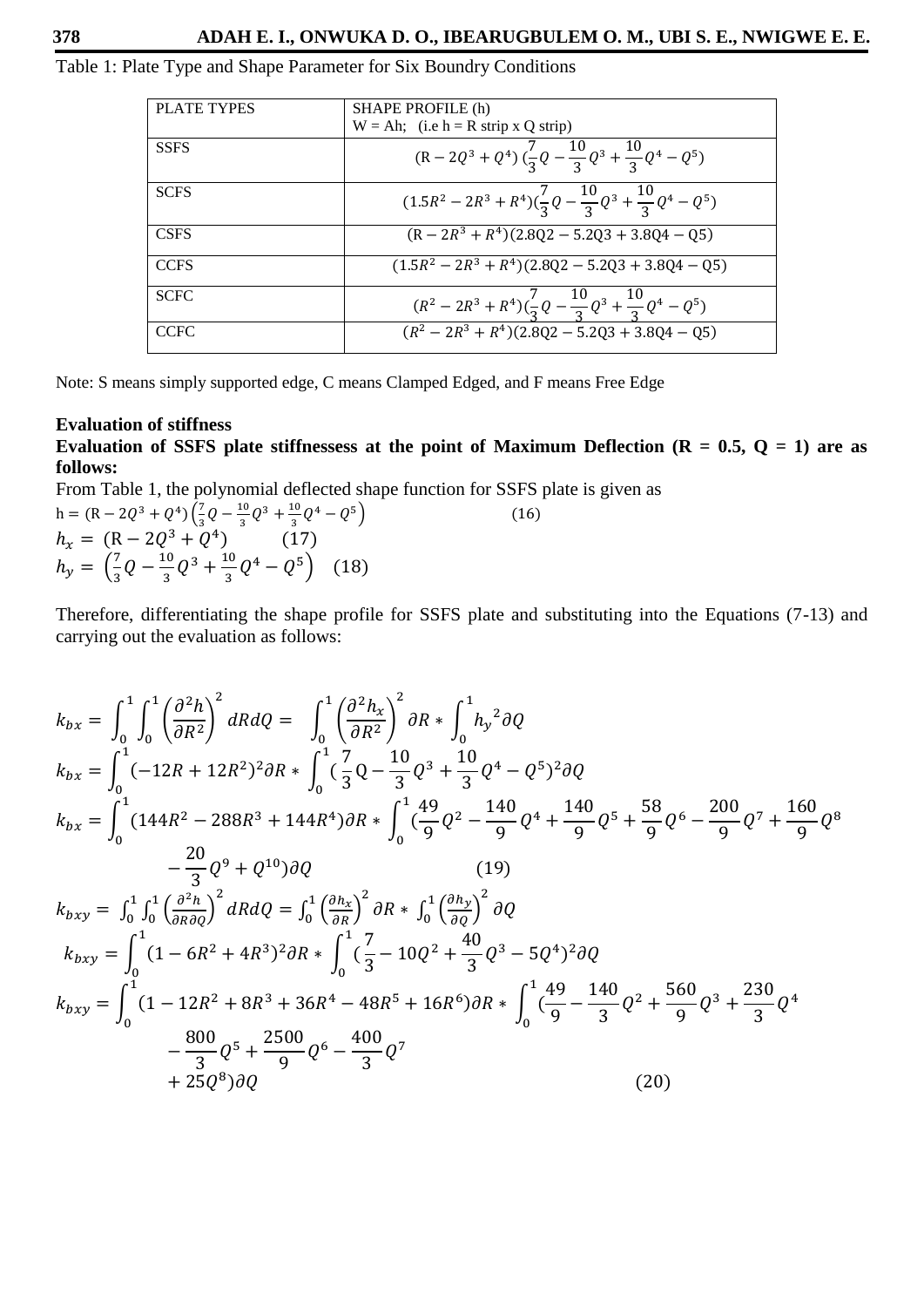Table 1: Plate Type and Shape Parameter for Six Boundry Conditions

| PLATE TYPES | SHAPE PROFILE (h) W = Ah; (i.e h = R strip x Q strip) |
|---|---|
| SSFS | $(R - 2Q^3 + Q^4)(\frac{7}{3}Q - \frac{10}{3}Q^3 + \frac{10}{3}Q^4 - Q^5)$ |
| SCFS | $(1.5R^2 - 2R^3 + R^4)(\frac{7}{3}Q - \frac{10}{3}Q^3 + \frac{10}{3}Q^4 - Q^5)$ |
| CSFS | $(R - 2R^3 + R^4)(2.8Q2 - 5.2Q3 + 3.8Q4 - Q5)$ |
| CCFS | $(1.5R^2 - 2R^3 + R^4)(2.8Q2 - 5.2Q3 + 3.8Q4 - Q5)$ |
| SCFC | $(R^2 - 2R^3 + R^4)(\frac{7}{3}Q - \frac{10}{3}Q^3 + \frac{10}{3}Q^4 - Q^5)$ |
| CCFC | $(R^2 - 2R^3 + R^4)(2.8Q2 - 5.2Q3 + 3.8Q4 - Q5)$ |

Note: S means simply supported edge, C means Clamped Edged, and F means Free Edge

**Evaluation of stiffness**

**Evaluation of SSFS plate stiffnessess at the point of Maximum Deflection (R = 0.5, Q = 1) are as follows:**

From Table 1, the polynomial deflected shape function for SSFS plate is given as

$$h = (R - 2Q^3 + Q^4)\left(\frac{7}{3}Q - \frac{10}{3}Q^3 + \frac{10}{3}Q^4 - Q^5\right) \quad (16)$$

$$h_x = (R - 2Q^3 + Q^4) \quad (17)$$

$$h_y = \left(\frac{7}{3}Q - \frac{10}{3}Q^3 + \frac{10}{3}Q^4 - Q^5\right) \quad (18)$$

Therefore, differentiating the shape profile for SSFS plate and substituting into the Equations (7-13) and carrying out the evaluation as follows:

$$k_{bx} = \int_0^1 \int_0^1 \left(\frac{\partial^2 h}{\partial R^2}\right)^2 dRdQ = \int_0^1 \left(\frac{\partial^2 h_x}{\partial R^2}\right)^2 \partial R * \int_0^1 {h_y}^2 \partial Q$$

$$k_{bx} = \int_0^1 (-12R + 12R^2)^2 \partial R * \int_0^1 (\frac{7}{3}Q - \frac{10}{3}Q^3 + \frac{10}{3}Q^4 - Q^5)^2 \partial Q$$

$$k_{bx} = \int_0^1 (144R^2 - 288R^3 + 144R^4)\partial R * \int_0^1 (\frac{49}{9}Q^2 - \frac{140}{9}Q^4 + \frac{140}{9}Q^5 + \frac{58}{9}Q^6 - \frac{200}{9}Q^7 + \frac{160}{9}Q^8 - \frac{20}{3}Q^9 + Q^{10})\partial Q \quad (19)$$

$$k_{bxy} = \int_0^1 \int_0^1 \left(\frac{\partial^2 h}{\partial R \partial Q}\right)^2 dRdQ = \int_0^1 \left(\frac{\partial h_x}{\partial R}\right)^2 \partial R * \int_0^1 \left(\frac{\partial h_y}{\partial Q}\right)^2 \partial Q$$

$$k_{bxy} = \int_0^1 (1 - 6R^2 + 4R^3)^2 \partial R * \int_0^1 (\frac{7}{3} - 10Q^2 + \frac{40}{3}Q^3 - 5Q^4)^2 \partial Q$$

$$k_{bxy} = \int_0^1 (1 - 12R^2 + 8R^3 + 36R^4 - 48R^5 + 16R^6)\partial R * \int_0^1 (\frac{49}{9} - \frac{140}{3}Q^2 + \frac{560}{9}Q^3 + \frac{230}{3}Q^4 - \frac{800}{3}Q^5 + \frac{2500}{9}Q^6 - \frac{400}{3}Q^7 + 25Q^8)\partial Q \quad (20)$$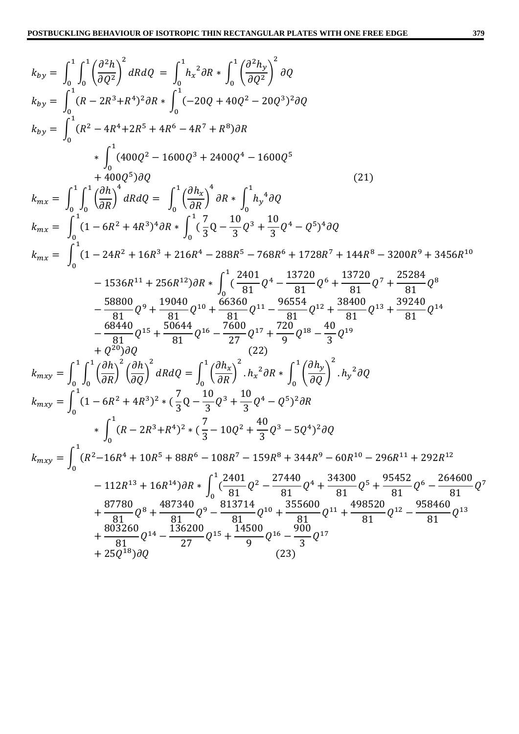$$k_{by} = \int_0^1 \int_0^1 \left(\frac{\partial^2 h}{\partial Q^2}\right)^2 dRdQ = \int_0^1 {h_x}^2 \partial R * \int_0^1 \left(\frac{\partial^2 h_y}{\partial Q^2}\right)^2 \partial Q$$

$$k_{by} = \int_0^1 (R - 2R^3 + R^4)^2 \partial R * \int_0^1 (-20Q + 40Q^2 - 20Q^3)^2 \partial Q$$

$$k_{by} = \int_0^1 (R^2 - 4R^4 + 2R^5 + 4R^6 - 4R^7 + R^8)\partial R * \int_0^1 (400Q^2 - 1600Q^3 + 2400Q^4 - 1600Q^5 + 400Q^5)\partial Q \quad (21)$$

$$k_{mx} = \int_0^1 \int_0^1 \left(\frac{\partial h}{\partial R}\right)^4 dRdQ = \int_0^1 \left(\frac{\partial h_x}{\partial R}\right)^4 \partial R * \int_0^1 {h_y}^4 \partial Q$$

$$k_{mx} = \int_0^1 (1 - 6R^2 + 4R^3)^4 \partial R * \int_0^1 \left(\frac{7}{3}Q - \frac{10}{3}Q^3 + \frac{10}{3}Q^4 - Q^5\right)^4 \partial Q$$

$$k_{mx} = \int_0^1 (1 - 24R^2 + 16R^3 + 216R^4 - 288R^5 - 768R^6 + 1728R^7 + 144R^8 - 3200R^9 + 3456R^{10} - 1536R^{11} + 256R^{12})\partial R * \int_0^1 \Big(\frac{2401}{81}Q^4 - \frac{13720}{81}Q^6 + \frac{13720}{81}Q^7 + \frac{25284}{81}Q^8 - \frac{58800}{81}Q^9 + \frac{19040}{81}Q^{10} + \frac{66360}{81}Q^{11} - \frac{96554}{81}Q^{12} + \frac{38400}{81}Q^{13} + \frac{39240}{81}Q^{14} - \frac{68440}{81}Q^{15} + \frac{50644}{81}Q^{16} - \frac{7600}{27}Q^{17} + \frac{720}{9}Q^{18} - \frac{40}{3}Q^{19} + Q^{20}\Big)\partial Q \quad (22)$$

$$k_{mxy} = \int_0^1 \int_0^1 \left(\frac{\partial h}{\partial R}\right)^2 \left(\frac{\partial h}{\partial Q}\right)^2 dRdQ = \int_0^1 \left(\frac{\partial h_x}{\partial R}\right)^2 . {h_x}^2 \partial R * \int_0^1 \left(\frac{\partial h_y}{\partial Q}\right)^2 . {h_y}^2 \partial Q$$

$$k_{mxy} = \int_0^1 (1 - 6R^2 + 4R^3)^2 * \left(\frac{7}{3}Q - \frac{10}{3}Q^3 + \frac{10}{3}Q^4 - Q^5\right)^2 \partial R * \int_0^1 (R - 2R^3 + R^4)^2 * \left(\frac{7}{3} - 10Q^2 + \frac{40}{3}Q^3 - 5Q^4\right)^2 \partial Q$$

$$k_{mxy} = \int_0^1 (R^2 - 16R^4 + 10R^5 + 88R^6 - 108R^7 - 159R^8 + 344R^9 - 60R^{10} - 296R^{11} + 292R^{12} - 112R^{13} + 16R^{14})\partial R * \int_0^1 \Big(\frac{2401}{81}Q^2 - \frac{27440}{81}Q^4 + \frac{34300}{81}Q^5 + \frac{95452}{81}Q^6 - \frac{264600}{81}Q^7 + \frac{87780}{81}Q^8 + \frac{487340}{81}Q^9 - \frac{813714}{81}Q^{10} + \frac{355600}{81}Q^{11} + \frac{498520}{81}Q^{12} - \frac{958460}{81}Q^{13} + \frac{803260}{81}Q^{14} - \frac{136200}{27}Q^{15} + \frac{14500}{9}Q^{16} - \frac{900}{3}Q^{17} + 25Q^{18}\Big)\partial Q \quad (23)$$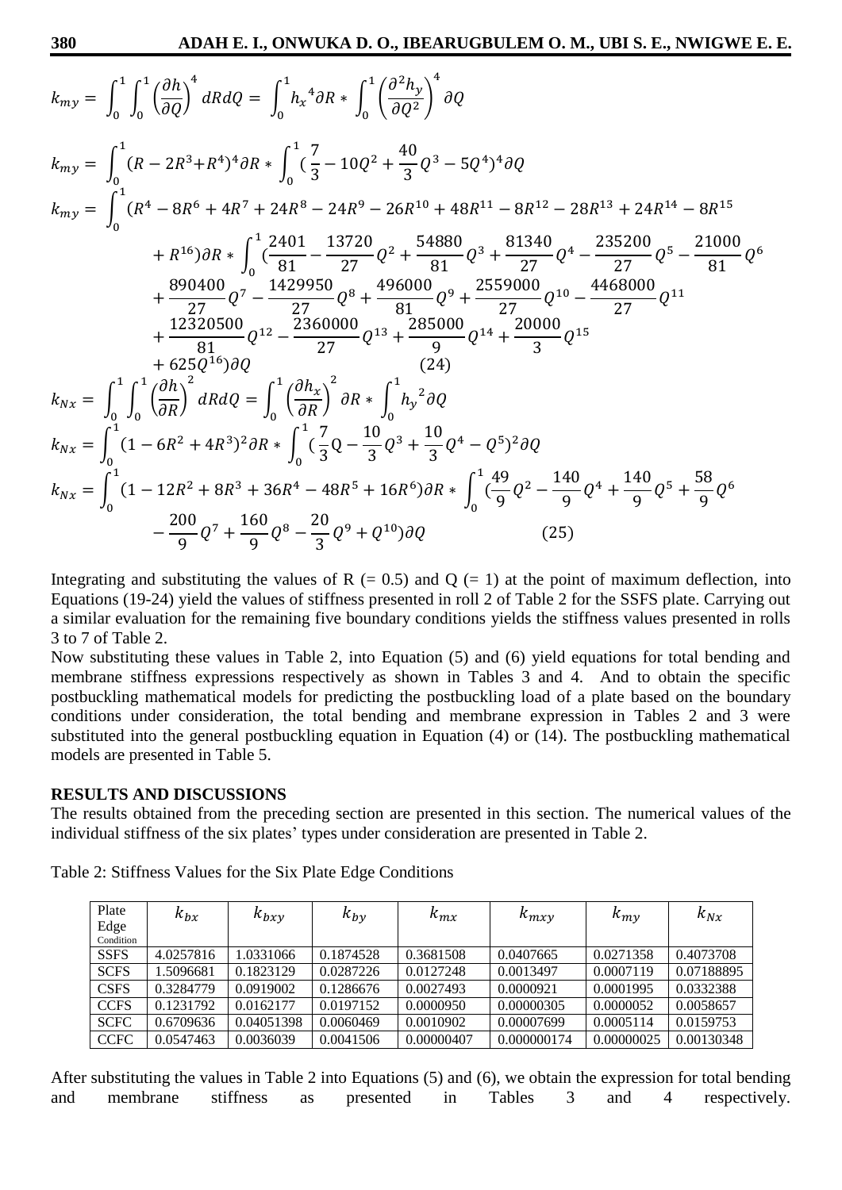$$k_{my} = \int_0^1 \int_0^1 \left(\frac{\partial h}{\partial Q}\right)^4 dRdQ = \int_0^1 {h_x}^4 \partial R * \int_0^1 \left(\frac{\partial^2 h_y}{\partial Q^2}\right)^4 \partial Q$$

$$k_{my} = \int_0^1 (R - 2R^3 + R^4)^4 \partial R * \int_0^1 (\frac{7}{3} - 10Q^2 + \frac{40}{3}Q^3 - 5Q^4)^4 \partial Q$$

$$k_{my} = \int_0^1 (R^4 - 8R^6 + 4R^7 + 24R^8 - 24R^9 - 26R^{10} + 48R^{11} - 8R^{12} - 28R^{13} + 24R^{14} - 8R^{15} + R^{16}) \partial R * \int_0^1 (\frac{2401}{81} - \frac{13720}{27}Q^2 + \frac{54880}{81}Q^3 + \frac{81340}{27}Q^4 - \frac{235200}{27}Q^5 - \frac{21000}{81}Q^6 + \frac{890400}{27}Q^7 - \frac{1429950}{27}Q^8 + \frac{496000}{81}Q^9 + \frac{2559000}{27}Q^{10} - \frac{4468000}{27}Q^{11} + \frac{12320500}{81}Q^{12} - \frac{2360000}{27}Q^{13} + \frac{285000}{9}Q^{14} + \frac{20000}{3}Q^{15} + 625Q^{16}) \partial Q \quad (24)$$

$$k_{Nx} = \int_0^1 \int_0^1 \left(\frac{\partial h}{\partial R}\right)^2 dRdQ = \int_0^1 \left(\frac{\partial h_x}{\partial R}\right)^2 \partial R * \int_0^1 {h_y}^2 \partial Q$$

$$k_{Nx} = \int_0^1 (1 - 6R^2 + 4R^3)^2 \partial R * \int_0^1 (\frac{7}{3}Q - \frac{10}{3}Q^3 + \frac{10}{3}Q^4 - Q^5)^2 \partial Q$$

$$k_{Nx} = \int_0^1 (1 - 12R^2 + 8R^3 + 36R^4 - 48R^5 + 16R^6) \partial R * \int_0^1 (\frac{49}{9}Q^2 - \frac{140}{9}Q^4 + \frac{140}{9}Q^5 + \frac{58}{9}Q^6 - \frac{200}{9}Q^7 + \frac{160}{9}Q^8 - \frac{20}{3}Q^9 + Q^{10}) \partial Q \quad (25)$$

Integrating and substituting the values of R (= 0.5) and Q (= 1) at the point of maximum deflection, into Equations (19-24) yield the values of stiffness presented in roll 2 of Table 2 for the SSFS plate. Carrying out a similar evaluation for the remaining five boundary conditions yields the stiffness values presented in rolls 3 to 7 of Table 2.

Now substituting these values in Table 2, into Equation (5) and (6) yield equations for total bending and membrane stiffness expressions respectively as shown in Tables 3 and 4. And to obtain the specific postbuckling mathematical models for predicting the postbuckling load of a plate based on the boundary conditions under consideration, the total bending and membrane expression in Tables 2 and 3 were substituted into the general postbuckling equation in Equation (4) or (14). The postbuckling mathematical models are presented in Table 5.

## RESULTS AND DISCUSSIONS

The results obtained from the preceding section are presented in this section. The numerical values of the individual stiffness of the six plates' types under consideration are presented in Table 2.

Table 2: Stiffness Values for the Six Plate Edge Conditions

| Plate Edge Condition | $k_{bx}$ | $k_{bxy}$ | $k_{by}$ | $k_{mx}$ | $k_{mxy}$ | $k_{my}$ | $k_{Nx}$ |
|---|---|---|---|---|---|---|---|
| SSFS | 4.0257816 | 1.0331066 | 0.1874528 | 0.3681508 | 0.0407665 | 0.0271358 | 0.4073708 |
| SCFS | 1.5096681 | 0.1823129 | 0.0287226 | 0.0127248 | 0.0013497 | 0.0007119 | 0.07188895 |
| CSFS | 0.3284779 | 0.0919002 | 0.1286676 | 0.0027493 | 0.0000921 | 0.0001995 | 0.0332388 |
| CCFS | 0.1231792 | 0.0162177 | 0.0197152 | 0.0000950 | 0.00000305 | 0.0000052 | 0.0058657 |
| SCFC | 0.6709636 | 0.04051398 | 0.0060469 | 0.0010902 | 0.00007699 | 0.0005114 | 0.0159753 |
| CCFC | 0.0547463 | 0.0036039 | 0.0041506 | 0.00000407 | 0.000000174 | 0.00000025 | 0.00130348 |

After substituting the values in Table 2 into Equations (5) and (6), we obtain the expression for total bending and membrane stiffness as presented in Tables 3 and 4 respectively.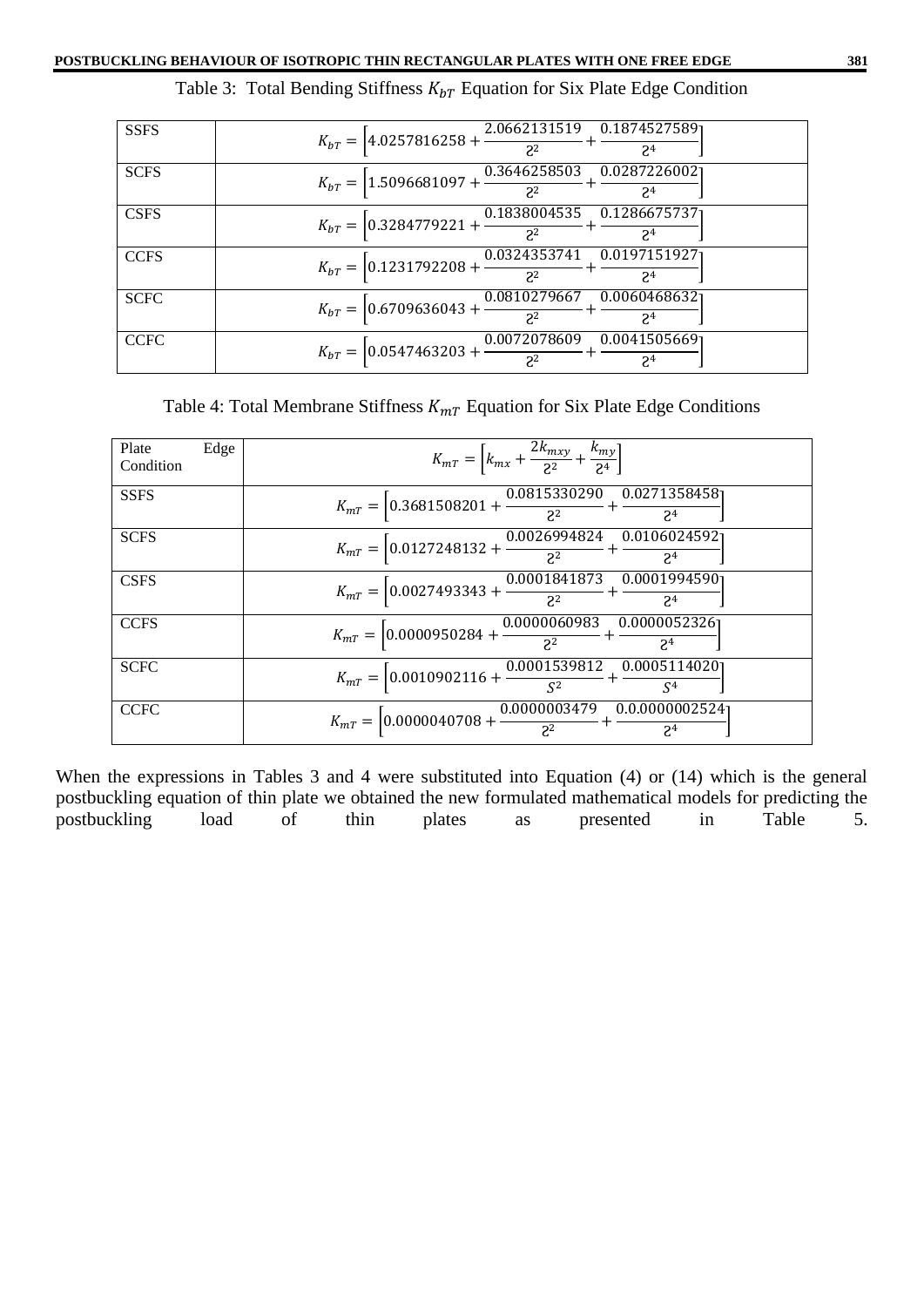Table 3: Total Bending Stiffness $K_{bT}$ Equation for Six Plate Edge Condition

| | |
|---|---|
| SSFS | $K_{bT} = \left[4.0257816258 + \frac{2.0662131519}{Ƨ^2} + \frac{0.1874527589}{Ƨ^4}\right]$ |
| SCFS | $K_{bT} = \left[1.5096681097 + \frac{0.3646258503}{Ƨ^2} + \frac{0.0287226002}{Ƨ^4}\right]$ |
| CSFS | $K_{bT} = \left[0.3284779221 + \frac{0.1838004535}{Ƨ^2} + \frac{0.1286675737}{Ƨ^4}\right]$ |
| CCFS | $K_{bT} = \left[0.1231792208 + \frac{0.0324353741}{Ƨ^2} + \frac{0.0197151927}{Ƨ^4}\right]$ |
| SCFC | $K_{bT} = \left[0.6709636043 + \frac{0.0810279667}{Ƨ^2} + \frac{0.0060468632}{Ƨ^4}\right]$ |
| CCFC | $K_{bT} = \left[0.0547463203 + \frac{0.0072078609}{Ƨ^2} + \frac{0.0041505669}{Ƨ^4}\right]$ |

Table 4: Total Membrane Stiffness $K_{mT}$ Equation for Six Plate Edge Conditions

| Plate Edge Condition | $K_{mT} = \left[k_{mx} + \frac{2k_{mxy}}{Ƨ^2} + \frac{k_{my}}{Ƨ^4}\right]$ |
|---|---|
| SSFS | $K_{mT} = \left[0.3681508201 + \frac{0.0815330290}{Ƨ^2} + \frac{0.0271358458}{Ƨ^4}\right]$ |
| SCFS | $K_{mT} = \left[0.0127248132 + \frac{0.0026994824}{Ƨ^2} + \frac{0.0106024592}{Ƨ^4}\right]$ |
| CSFS | $K_{mT} = \left[0.0027493343 + \frac{0.0001841873}{Ƨ^2} + \frac{0.0001994590}{Ƨ^4}\right]$ |
| CCFS | $K_{mT} = \left[0.0000950284 + \frac{0.0000060983}{Ƨ^2} + \frac{0.0000052326}{Ƨ^4}\right]$ |
| SCFC | $K_{mT} = \left[0.0010902116 + \frac{0.0001539812}{S^2} + \frac{0.0005114020}{S^4}\right]$ |
| CCFC | $K_{mT} = \left[0.0000040708 + \frac{0.0000003479}{Ƨ^2} + \frac{0.0.0000002524}{Ƨ^4}\right]$ |

When the expressions in Tables 3 and 4 were substituted into Equation (4) or (14) which is the general postbuckling equation of thin plate we obtained the new formulated mathematical models for predicting the postbuckling load of thin plates as presented in Table 5.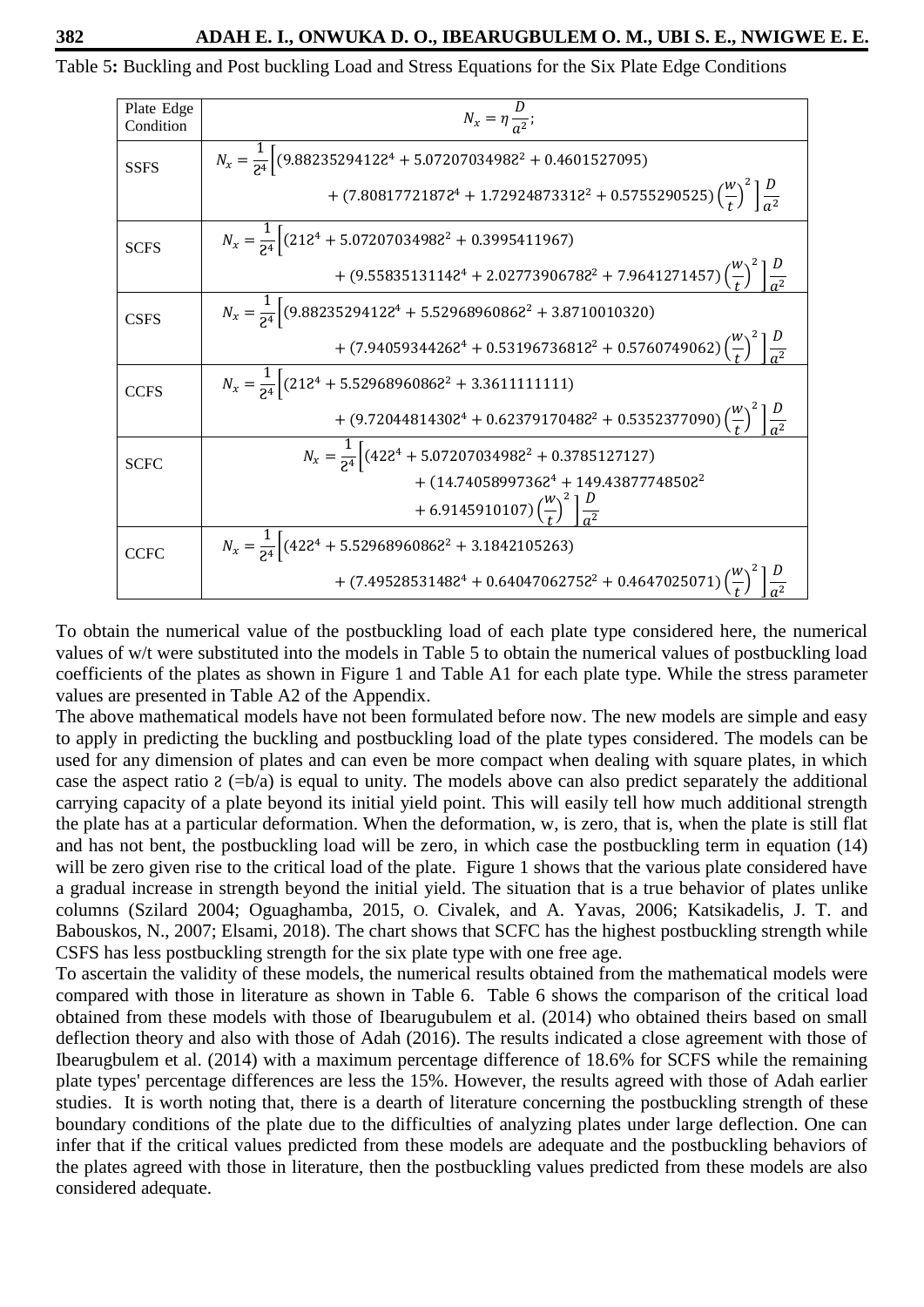Table 5**:** Buckling and Post buckling Load and Stress Equations for the Six Plate Edge Conditions

| Plate Edge Condition | $N_x = \eta \frac{D}{a^2};$ |
|---|---|
| SSFS | $N_x = \frac{1}{Ƨ^4}\left[(9.8823529412Ƨ^4 + 5.0720703498Ƨ^2 + 0.4601527095) + (7.8081772187Ƨ^4 + 1.7292487331Ƨ^2 + 0.5755290525)\left(\frac{w}{t}\right)^2\right]\frac{D}{a^2}$ |
| SCFS | $N_x = \frac{1}{Ƨ^4}\left[(21Ƨ^4 + 5.0720703498Ƨ^2 + 0.3995411967) + (9.5583513114Ƨ^4 + 2.0277390678Ƨ^2 + 7.9641271457)\left(\frac{w}{t}\right)^2\right]\frac{D}{a^2}$ |
| CSFS | $N_x = \frac{1}{Ƨ^4}\left[(9.8823529412Ƨ^4 + 5.5296896086Ƨ^2 + 3.8710010320) + (7.9405934426Ƨ^4 + 0.5319673681Ƨ^2 + 0.5760749062)\left(\frac{w}{t}\right)^2\right]\frac{D}{a^2}$ |
| CCFS | $N_x = \frac{1}{Ƨ^4}\left[(21Ƨ^4 + 5.5296896086Ƨ^2 + 3.3611111111) + (9.7204481430Ƨ^4 + 0.6237917048Ƨ^2 + 0.5352377090)\left(\frac{w}{t}\right)^2\right]\frac{D}{a^2}$ |
| SCFC | $N_x = \frac{1}{Ƨ^4}\left[(42Ƨ^4 + 5.0720703498Ƨ^2 + 0.3785127127) + (14.7405899736Ƨ^4 + 149.4387774850Ƨ^2 + 6.9145910107)\left(\frac{w}{t}\right)^2\right]\frac{D}{a^2}$ |
| CCFC | $N_x = \frac{1}{Ƨ^4}\left[(42Ƨ^4 + 5.5296896086Ƨ^2 + 3.1842105263) + (7.4952853148Ƨ^4 + 0.6404706275Ƨ^2 + 0.4647025071)\left(\frac{w}{t}\right)^2\right]\frac{D}{a^2}$ |

To obtain the numerical value of the postbuckling load of each plate type considered here, the numerical values of w/t were substituted into the models in Table 5 to obtain the numerical values of postbuckling load coefficients of the plates as shown in Figure 1 and Table A1 for each plate type. While the stress parameter values are presented in Table A2 of the Appendix.

The above mathematical models have not been formulated before now. The new models are simple and easy to apply in predicting the buckling and postbuckling load of the plate types considered. The models can be used for any dimension of plates and can even be more compact when dealing with square plates, in which case the aspect ratio Ƨ (=b/a) is equal to unity. The models above can also predict separately the additional carrying capacity of a plate beyond its initial yield point. This will easily tell how much additional strength the plate has at a particular deformation. When the deformation, w, is zero, that is, when the plate is still flat and has not bent, the postbuckling load will be zero, in which case the postbuckling term in equation (14) will be zero given rise to the critical load of the plate. Figure 1 shows that the various plate considered have a gradual increase in strength beyond the initial yield. The situation that is a true behavior of plates unlike columns (Szilard 2004; Oguaghamba, 2015, O. Civalek, and A. Yavas, 2006; Katsikadelis, J. T. and Babouskos, N., 2007; Elsami, 2018). The chart shows that SCFC has the highest postbuckling strength while CSFS has less postbuckling strength for the six plate type with one free age.

To ascertain the validity of these models, the numerical results obtained from the mathematical models were compared with those in literature as shown in Table 6. Table 6 shows the comparison of the critical load obtained from these models with those of Ibearugubulem et al. (2014) who obtained theirs based on small deflection theory and also with those of Adah (2016). The results indicated a close agreement with those of Ibearugbulem et al. (2014) with a maximum percentage difference of 18.6% for SCFS while the remaining plate types' percentage differences are less the 15%. However, the results agreed with those of Adah earlier studies. It is worth noting that, there is a dearth of literature concerning the postbuckling strength of these boundary conditions of the plate due to the difficulties of analyzing plates under large deflection. One can infer that if the critical values predicted from these models are adequate and the postbuckling behaviors of the plates agreed with those in literature, then the postbuckling values predicted from these models are also considered adequate.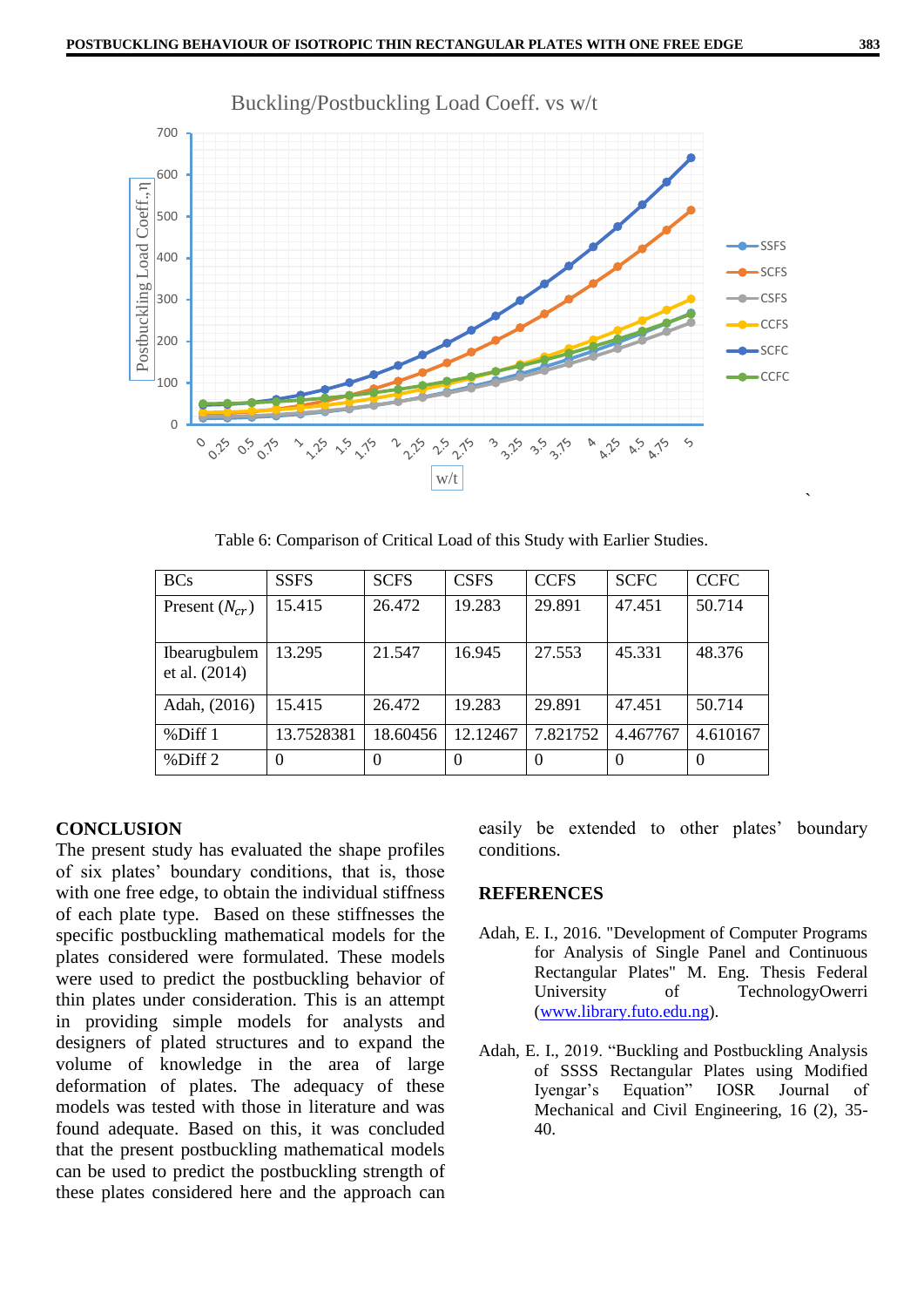Table 6: Comparison of Critical Load of this Study with Earlier Studies.

| BCs | SSFS | SCFS | CSFS | CCFS | SCFC | CCFC |
|---|---|---|---|---|---|---|
| Present ($N_{cr}$) | 15.415 | 26.472 | 19.283 | 29.891 | 47.451 | 50.714 |
| Ibearugbulem et al. (2014) | 13.295 | 21.547 | 16.945 | 27.553 | 45.331 | 48.376 |
| Adah, (2016) | 15.415 | 26.472 | 19.283 | 29.891 | 47.451 | 50.714 |
| %Diff 1 | 13.7528381 | 18.60456 | 12.12467 | 7.821752 | 4.467767 | 4.610167 |
| %Diff 2 | 0 | 0 | 0 | 0 | 0 | 0 |

## CONCLUSION

The present study has evaluated the shape profiles of six plates' boundary conditions, that is, those with one free edge, to obtain the individual stiffness of each plate type. Based on these stiffnesses the specific postbuckling mathematical models for the plates considered were formulated. These models were used to predict the postbuckling behavior of thin plates under consideration. This is an attempt in providing simple models for analysts and designers of plated structures and to expand the volume of knowledge in the area of large deformation of plates. The adequacy of these models was tested with those in literature and was found adequate. Based on this, it was concluded that the present postbuckling mathematical models can be used to predict the postbuckling strength of these plates considered here and the approach can easily be extended to other plates' boundary conditions.

## REFERENCES

Adah, E. I., 2016. "Development of Computer Programs for Analysis of Single Panel and Continuous Rectangular Plates" M. Eng. Thesis Federal University of TechnologyOwerri (www.library.futo.edu.ng).

Adah, E. I., 2019. "Buckling and Postbuckling Analysis of SSSS Rectangular Plates using Modified Iyengar's Equation" IOSR Journal of Mechanical and Civil Engineering, 16 (2), 35-40.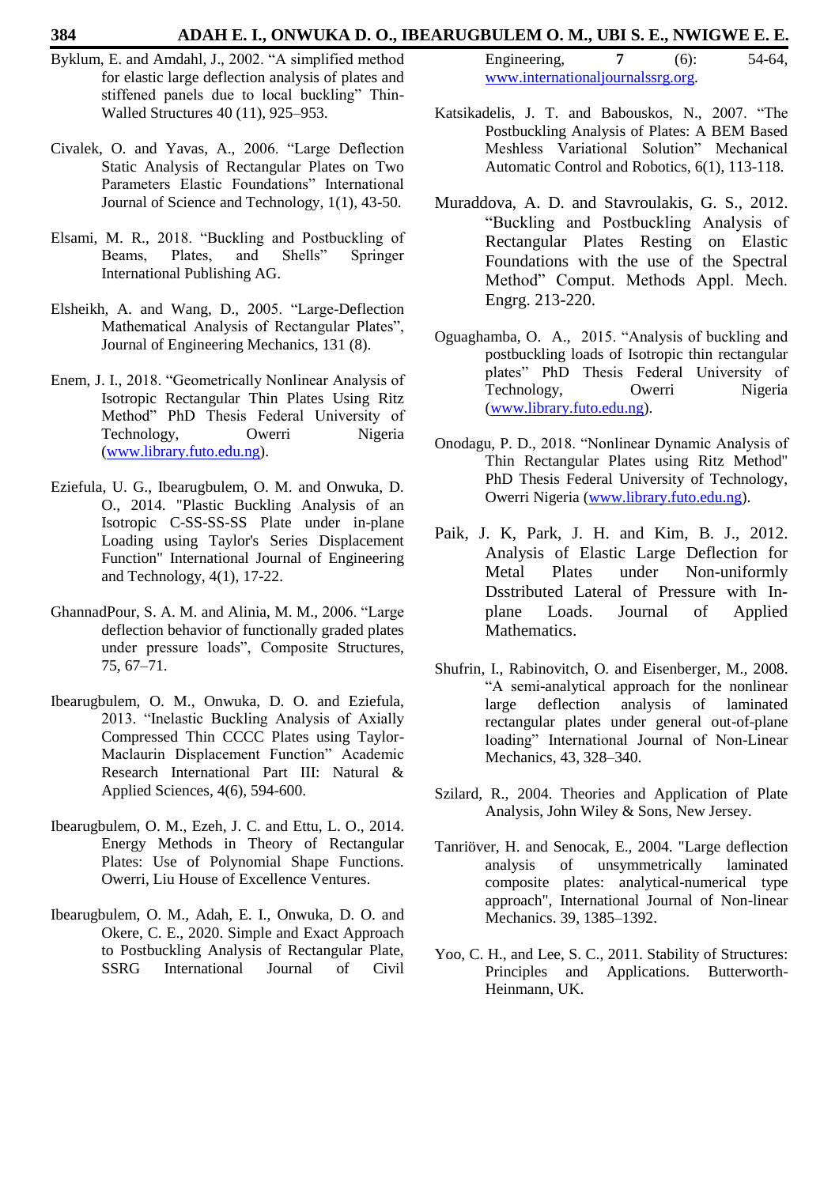Byklum, E. and Amdahl, J., 2002. “A simplified method for elastic large deflection analysis of plates and stiffened panels due to local buckling” Thin-Walled Structures 40 (11), 925–953.

Civalek, O. and Yavas, A., 2006. “Large Deflection Static Analysis of Rectangular Plates on Two Parameters Elastic Foundations” International Journal of Science and Technology, 1(1), 43-50.

Elsami, M. R., 2018. “Buckling and Postbuckling of Beams, Plates, and Shells” Springer International Publishing AG.

Elsheikh, A. and Wang, D., 2005. “Large-Deflection Mathematical Analysis of Rectangular Plates”, Journal of Engineering Mechanics, 131 (8).

Enem, J. I., 2018. “Geometrically Nonlinear Analysis of Isotropic Rectangular Thin Plates Using Ritz Method” PhD Thesis Federal University of Technology, Owerri Nigeria (www.library.futo.edu.ng).

Eziefula, U. G., Ibearugbulem, O. M. and Onwuka, D. O., 2014. "Plastic Buckling Analysis of an Isotropic C-SS-SS-SS Plate under in-plane Loading using Taylor's Series Displacement Function" International Journal of Engineering and Technology, 4(1), 17-22.

GhannadPour, S. A. M. and Alinia, M. M., 2006. “Large deflection behavior of functionally graded plates under pressure loads”, Composite Structures, 75, 67–71.

Ibearugbulem, O. M., Onwuka, D. O. and Eziefula, 2013. “Inelastic Buckling Analysis of Axially Compressed Thin CCCC Plates using Taylor-Maclaurin Displacement Function” Academic Research International Part III: Natural & Applied Sciences, 4(6), 594-600.

Ibearugbulem, O. M., Ezeh, J. C. and Ettu, L. O., 2014. Energy Methods in Theory of Rectangular Plates: Use of Polynomial Shape Functions. Owerri, Liu House of Excellence Ventures.

Ibearugbulem, O. M., Adah, E. I., Onwuka, D. O. and Okere, C. E., 2020. Simple and Exact Approach to Postbuckling Analysis of Rectangular Plate, SSRG International Journal of Civil Engineering, **7** (6): 54-64, www.internationaljournalssrg.org.

Katsikadelis, J. T. and Babouskos, N., 2007. “The Postbuckling Analysis of Plates: A BEM Based Meshless Variational Solution” Mechanical Automatic Control and Robotics, 6(1), 113-118.

Muraddova, A. D. and Stavroulakis, G. S., 2012. “Buckling and Postbuckling Analysis of Rectangular Plates Resting on Elastic Foundations with the use of the Spectral Method” Comput. Methods Appl. Mech. Engrg. 213-220.

Oguaghamba, O. A., 2015. “Analysis of buckling and postbuckling loads of Isotropic thin rectangular plates” PhD Thesis Federal University of Technology, Owerri Nigeria (www.library.futo.edu.ng).

Onodagu, P. D., 2018. “Nonlinear Dynamic Analysis of Thin Rectangular Plates using Ritz Method" PhD Thesis Federal University of Technology, Owerri Nigeria (www.library.futo.edu.ng).

Paik, J. K, Park, J. H. and Kim, B. J., 2012. Analysis of Elastic Large Deflection for Metal Plates under Non-uniformly Dsstributed Lateral of Pressure with In-plane Loads. Journal of Applied Mathematics.

Shufrin, I., Rabinovitch, O. and Eisenberger, M., 2008. “A semi-analytical approach for the nonlinear large deflection analysis of laminated rectangular plates under general out-of-plane loading” International Journal of Non-Linear Mechanics, 43, 328–340.

Szilard, R., 2004. Theories and Application of Plate Analysis, John Wiley & Sons, New Jersey.

Tanriöver, H. and Senocak, E., 2004. "Large deflection analysis of unsymmetrically laminated composite plates: analytical-numerical type approach", International Journal of Non-linear Mechanics. 39, 1385–1392.

Yoo, C. H., and Lee, S. C., 2011. Stability of Structures: Principles and Applications. Butterworth-Heinmann, UK.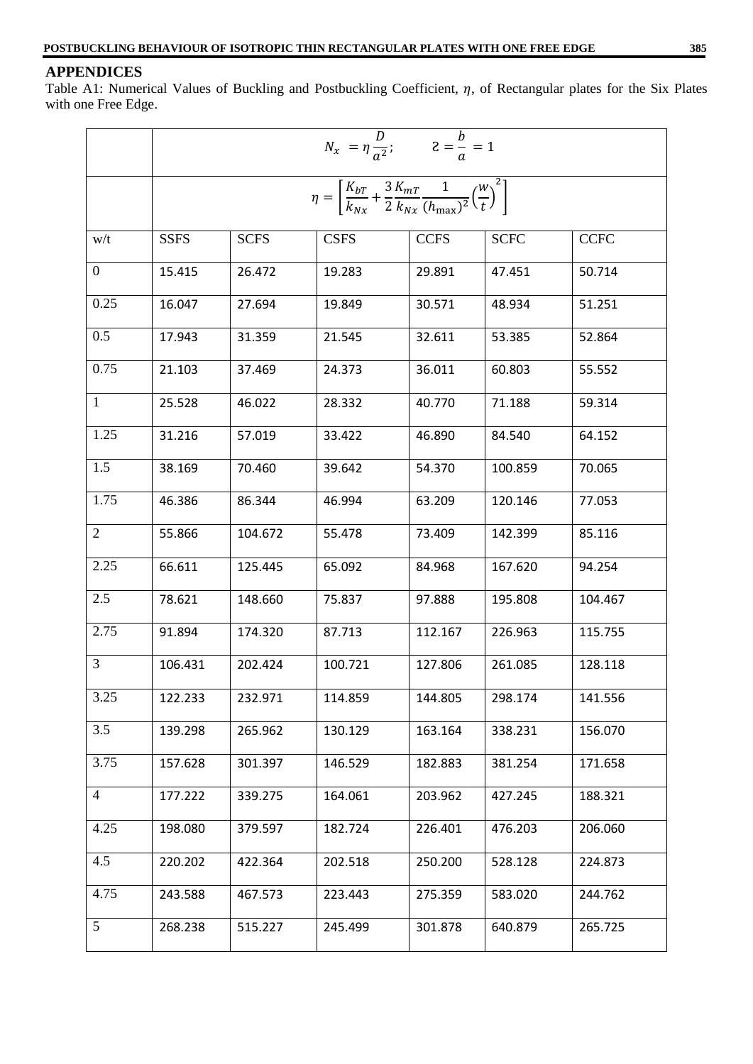## APPENDICES

Table A1: Numerical Values of Buckling and Postbuckling Coefficient, $\eta$, of Rectangular plates for the Six Plates with one Free Edge.

| | $N_x = \eta \frac{D}{a^2}; \quad Ƨ = \frac{b}{a} = 1$ | | | | | |
|---|---|---|---|---|---|---|
| | $\eta = \left[\frac{K_{bT}}{k_{Nx}} + \frac{3}{2}\frac{K_{mT}}{k_{Nx}}\frac{1}{(h_{\max})^2}\left(\frac{w}{t}\right)^2\right]$ | | | | | |
| w/t | SSFS | SCFS | CSFS | CCFS | SCFC | CCFC |
| 0 | 15.415 | 26.472 | 19.283 | 29.891 | 47.451 | 50.714 |
| 0.25 | 16.047 | 27.694 | 19.849 | 30.571 | 48.934 | 51.251 |
| 0.5 | 17.943 | 31.359 | 21.545 | 32.611 | 53.385 | 52.864 |
| 0.75 | 21.103 | 37.469 | 24.373 | 36.011 | 60.803 | 55.552 |
| 1 | 25.528 | 46.022 | 28.332 | 40.770 | 71.188 | 59.314 |
| 1.25 | 31.216 | 57.019 | 33.422 | 46.890 | 84.540 | 64.152 |
| 1.5 | 38.169 | 70.460 | 39.642 | 54.370 | 100.859 | 70.065 |
| 1.75 | 46.386 | 86.344 | 46.994 | 63.209 | 120.146 | 77.053 |
| 2 | 55.866 | 104.672 | 55.478 | 73.409 | 142.399 | 85.116 |
| 2.25 | 66.611 | 125.445 | 65.092 | 84.968 | 167.620 | 94.254 |
| 2.5 | 78.621 | 148.660 | 75.837 | 97.888 | 195.808 | 104.467 |
| 2.75 | 91.894 | 174.320 | 87.713 | 112.167 | 226.963 | 115.755 |
| 3 | 106.431 | 202.424 | 100.721 | 127.806 | 261.085 | 128.118 |
| 3.25 | 122.233 | 232.971 | 114.859 | 144.805 | 298.174 | 141.556 |
| 3.5 | 139.298 | 265.962 | 130.129 | 163.164 | 338.231 | 156.070 |
| 3.75 | 157.628 | 301.397 | 146.529 | 182.883 | 381.254 | 171.658 |
| 4 | 177.222 | 339.275 | 164.061 | 203.962 | 427.245 | 188.321 |
| 4.25 | 198.080 | 379.597 | 182.724 | 226.401 | 476.203 | 206.060 |
| 4.5 | 220.202 | 422.364 | 202.518 | 250.200 | 528.128 | 224.873 |
| 4.75 | 243.588 | 467.573 | 223.443 | 275.359 | 583.020 | 244.762 |
| 5 | 268.238 | 515.227 | 245.499 | 301.878 | 640.879 | 265.725 |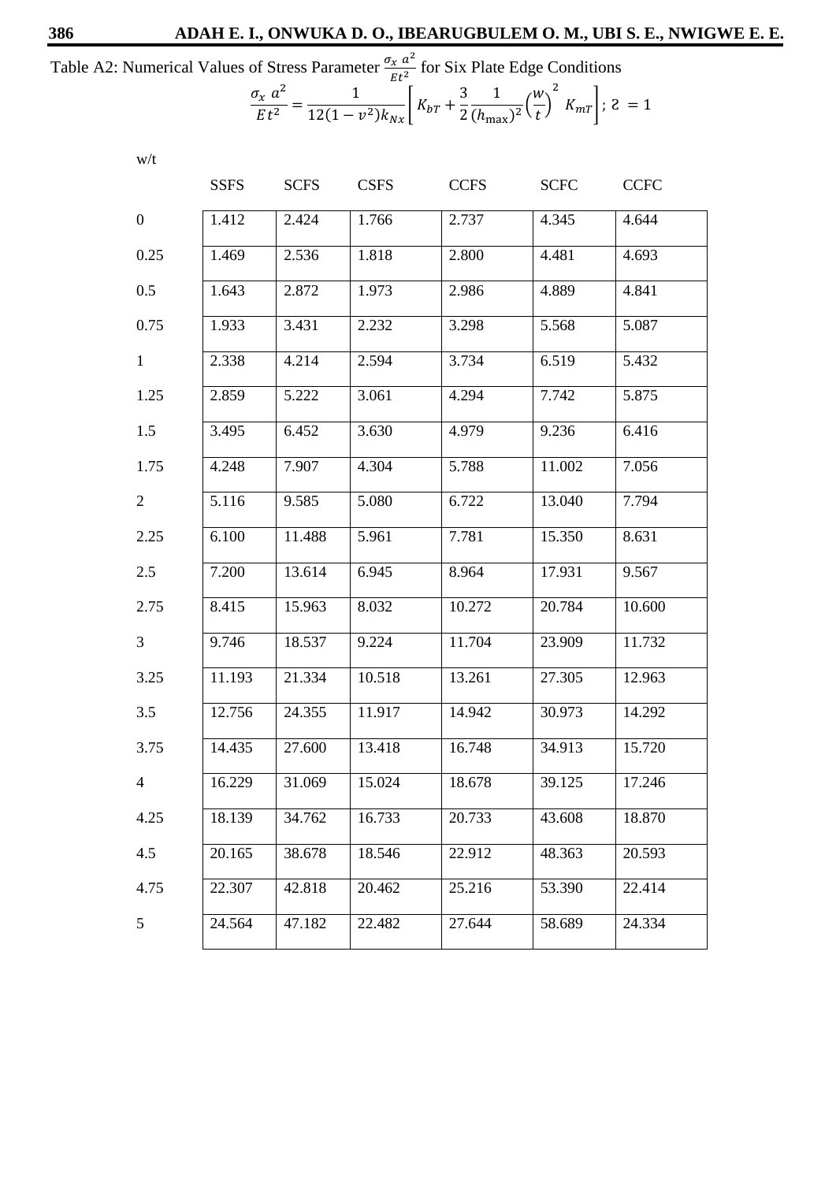Table A2: Numerical Values of Stress Parameter $\frac{\sigma_x a^2}{Et^2}$ for Six Plate Edge Conditions

$$\frac{\sigma_x a^2}{Et^2} = \frac{1}{12(1-v^2)k_{Nx}}\left[K_{bT} + \frac{3}{2}\frac{1}{(h_{\max})^2}\left(\frac{w}{t}\right)^2 K_{mT}\right];\ Ƨ = 1$$

| w/t | SSFS | SCFS | CSFS | CCFS | SCFC | CCFC |
|---|---|---|---|---|---|---|
| 0 | 1.412 | 2.424 | 1.766 | 2.737 | 4.345 | 4.644 |
| 0.25 | 1.469 | 2.536 | 1.818 | 2.800 | 4.481 | 4.693 |
| 0.5 | 1.643 | 2.872 | 1.973 | 2.986 | 4.889 | 4.841 |
| 0.75 | 1.933 | 3.431 | 2.232 | 3.298 | 5.568 | 5.087 |
| 1 | 2.338 | 4.214 | 2.594 | 3.734 | 6.519 | 5.432 |
| 1.25 | 2.859 | 5.222 | 3.061 | 4.294 | 7.742 | 5.875 |
| 1.5 | 3.495 | 6.452 | 3.630 | 4.979 | 9.236 | 6.416 |
| 1.75 | 4.248 | 7.907 | 4.304 | 5.788 | 11.002 | 7.056 |
| 2 | 5.116 | 9.585 | 5.080 | 6.722 | 13.040 | 7.794 |
| 2.25 | 6.100 | 11.488 | 5.961 | 7.781 | 15.350 | 8.631 |
| 2.5 | 7.200 | 13.614 | 6.945 | 8.964 | 17.931 | 9.567 |
| 2.75 | 8.415 | 15.963 | 8.032 | 10.272 | 20.784 | 10.600 |
| 3 | 9.746 | 18.537 | 9.224 | 11.704 | 23.909 | 11.732 |
| 3.25 | 11.193 | 21.334 | 10.518 | 13.261 | 27.305 | 12.963 |
| 3.5 | 12.756 | 24.355 | 11.917 | 14.942 | 30.973 | 14.292 |
| 3.75 | 14.435 | 27.600 | 13.418 | 16.748 | 34.913 | 15.720 |
| 4 | 16.229 | 31.069 | 15.024 | 18.678 | 39.125 | 17.246 |
| 4.25 | 18.139 | 34.762 | 16.733 | 20.733 | 43.608 | 18.870 |
| 4.5 | 20.165 | 38.678 | 18.546 | 22.912 | 48.363 | 20.593 |
| 4.75 | 22.307 | 42.818 | 20.462 | 25.216 | 53.390 | 22.414 |
| 5 | 24.564 | 47.182 | 22.482 | 27.644 | 58.689 | 24.334 |